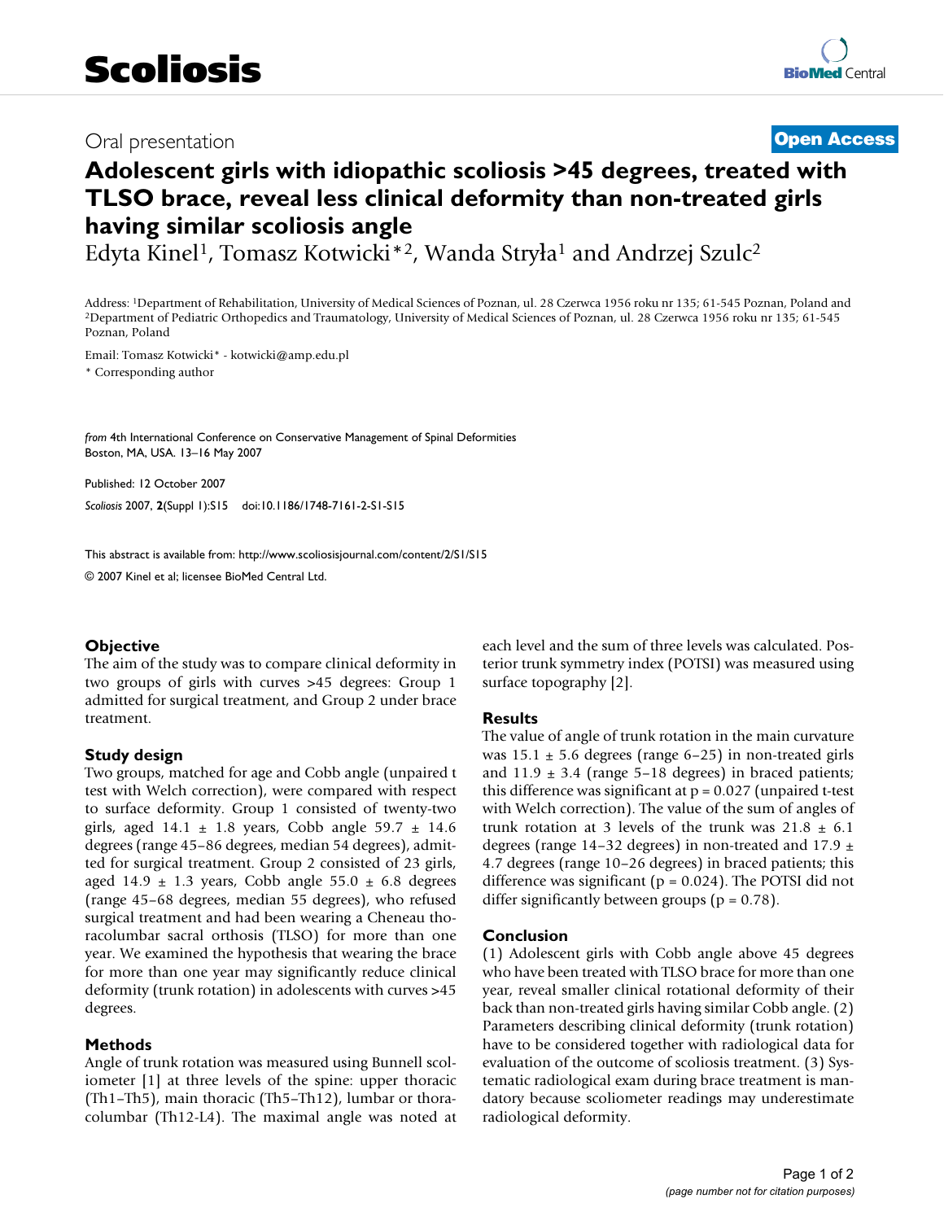# Scoliosis

Oral presentation **Open Access**

# Adolescent girls with idiopathic scoliosis >45 degrees, treated with TLSO brace, reveal less clinical deformity than non-treated girls having similar scoliosis angle

Edyta Kinel[1], Tomasz Kotwicki*[2], Wanda Stryła[1] and Andrzej Szulc[2]

Address: [1]Department of Rehabilitation, University of Medical Sciences of Poznan, ul. 28 Czerwca 1956 roku nr 135; 61-545 Poznan, Poland and [2]Department of Pediatric Orthopedics and Traumatology, University of Medical Sciences of Poznan, ul. 28 Czerwca 1956 roku nr 135; 61-545 Poznan, Poland

Email: Tomasz Kotwicki* - kotwicki@amp.edu.pl

\* Corresponding author

*from* 4th International Conference on Conservative Management of Spinal Deformities
Boston, MA, USA. 13–16 May 2007

Published: 12 October 2007

*Scoliosis* 2007, **2**(Suppl 1):S15 doi:10.1186/1748-7161-2-S1-S15

This abstract is available from: http://www.scoliosisjournal.com/content/2/S1/S15

© 2007 Kinel et al; licensee BioMed Central Ltd.

### Objective

The aim of the study was to compare clinical deformity in two groups of girls with curves >45 degrees: Group 1 admitted for surgical treatment, and Group 2 under brace treatment.

### Study design

Two groups, matched for age and Cobb angle (unpaired t test with Welch correction), were compared with respect to surface deformity. Group 1 consisted of twenty-two girls, aged 14.1 ± 1.8 years, Cobb angle 59.7 ± 14.6 degrees (range 45–86 degrees, median 54 degrees), admitted for surgical treatment. Group 2 consisted of 23 girls, aged 14.9 ± 1.3 years, Cobb angle 55.0 ± 6.8 degrees (range 45–68 degrees, median 55 degrees), who refused surgical treatment and had been wearing a Cheneau thoracolumbar sacral orthosis (TLSO) for more than one year. We examined the hypothesis that wearing the brace for more than one year may significantly reduce clinical deformity (trunk rotation) in adolescents with curves >45 degrees.

### Methods

Angle of trunk rotation was measured using Bunnell scoliometer [1] at three levels of the spine: upper thoracic (Th1–Th5), main thoracic (Th5–Th12), lumbar or thoracolumbar (Th12-L4). The maximal angle was noted at each level and the sum of three levels was calculated. Posterior trunk symmetry index (POTSI) was measured using surface topography [2].

### Results

The value of angle of trunk rotation in the main curvature was 15.1 ± 5.6 degrees (range 6–25) in non-treated girls and 11.9 ± 3.4 (range 5–18 degrees) in braced patients; this difference was significant at $p = 0.027$ (unpaired t-test with Welch correction). The value of the sum of angles of trunk rotation at 3 levels of the trunk was 21.8 ± 6.1 degrees (range 14–32 degrees) in non-treated and 17.9 ± 4.7 degrees (range 10–26 degrees) in braced patients; this difference was significant ($p = 0.024$). The POTSI did not differ significantly between groups ($p = 0.78$).

### Conclusion

(1) Adolescent girls with Cobb angle above 45 degrees who have been treated with TLSO brace for more than one year, reveal smaller clinical rotational deformity of their back than non-treated girls having similar Cobb angle. (2) Parameters describing clinical deformity (trunk rotation) have to be considered together with radiological data for evaluation of the outcome of scoliosis treatment. (3) Systematic radiological exam during brace treatment is mandatory because scoliometer readings may underestimate radiological deformity.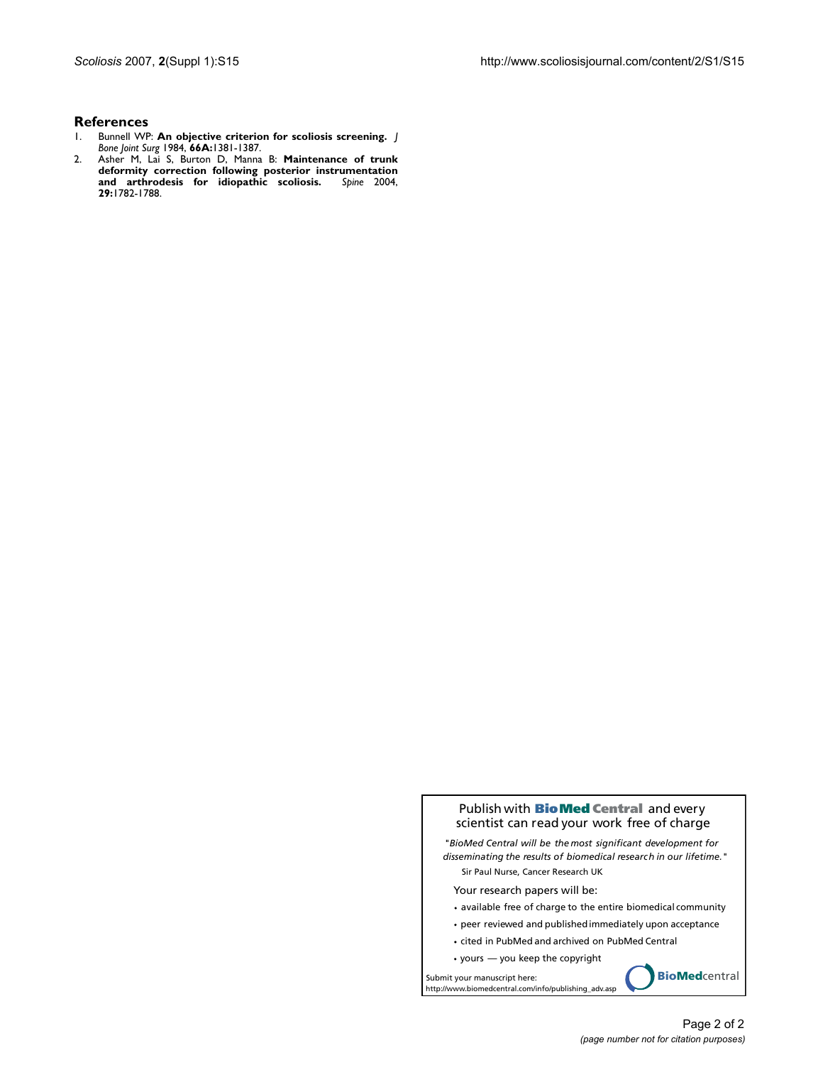## References

1. Bunnell WP: **An objective criterion for scoliosis screening.** *J Bone Joint Surg* 1984, **66A:**1381-1387.
2. Asher M, Lai S, Burton D, Manna B: **Maintenance of trunk deformity correction following posterior instrumentation and arthrodesis for idiopathic scoliosis.** *Spine* 2004, **29:**1782-1788.

Publish with **BioMed Central** and every scientist can read your work free of charge

*"BioMed Central will be the most significant development for disseminating the results of biomedical research in our lifetime."*

Sir Paul Nurse, Cancer Research UK

Your research papers will be:

- available free of charge to the entire biomedical community
- peer reviewed and published immediately upon acceptance
- cited in PubMed and archived on PubMed Central
- yours — you keep the copyright

Submit your manuscript here:
http://www.biomedcentral.com/info/publishing_adv.asp

**BioMed**central